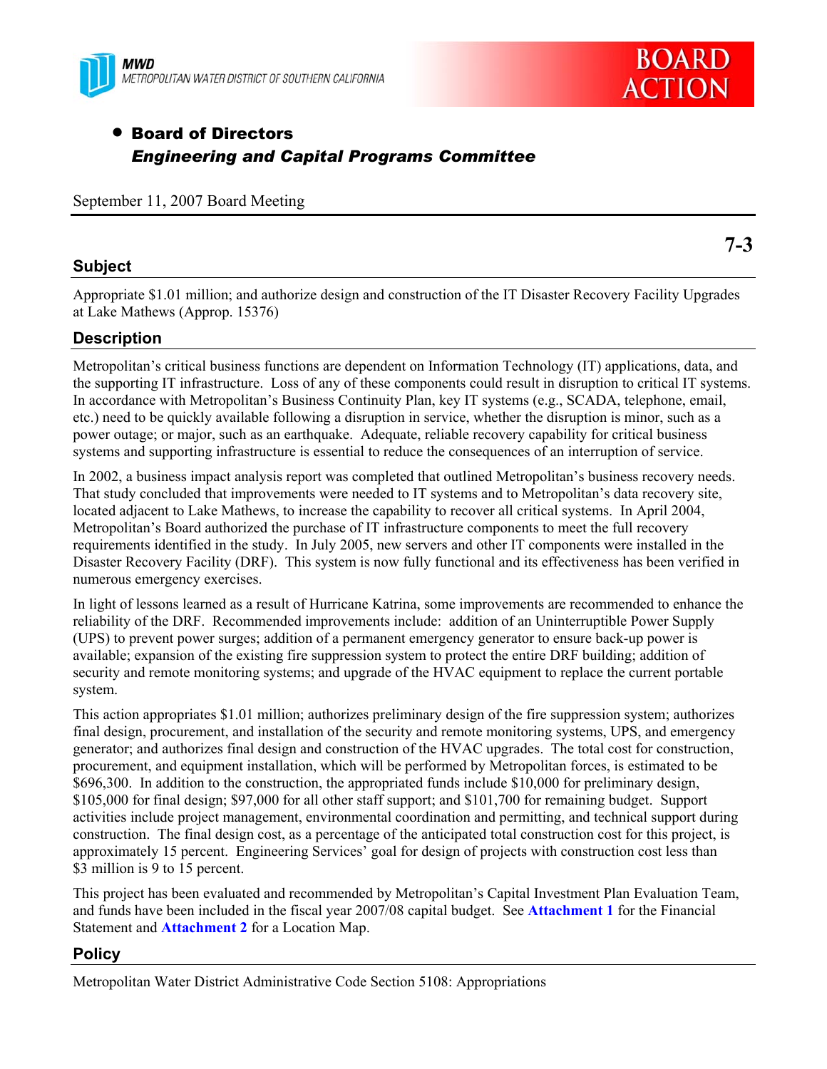MWD
METROPOLITAN WATER DISTRICT OF SOUTHERN CALIFORNIA

**BOARD ACTION**

- **Board of Directors**
  ***Engineering and Capital Programs Committee***

September 11, 2007 Board Meeting

**7-3**

## Subject

Appropriate $1.01 million; and authorize design and construction of the IT Disaster Recovery Facility Upgrades at Lake Mathews (Approp. 15376)

## Description

Metropolitan's critical business functions are dependent on Information Technology (IT) applications, data, and the supporting IT infrastructure. Loss of any of these components could result in disruption to critical IT systems. In accordance with Metropolitan's Business Continuity Plan, key IT systems (e.g., SCADA, telephone, email, etc.) need to be quickly available following a disruption in service, whether the disruption is minor, such as a power outage; or major, such as an earthquake. Adequate, reliable recovery capability for critical business systems and supporting infrastructure is essential to reduce the consequences of an interruption of service.

In 2002, a business impact analysis report was completed that outlined Metropolitan's business recovery needs. That study concluded that improvements were needed to IT systems and to Metropolitan's data recovery site, located adjacent to Lake Mathews, to increase the capability to recover all critical systems. In April 2004, Metropolitan's Board authorized the purchase of IT infrastructure components to meet the full recovery requirements identified in the study. In July 2005, new servers and other IT components were installed in the Disaster Recovery Facility (DRF). This system is now fully functional and its effectiveness has been verified in numerous emergency exercises.

In light of lessons learned as a result of Hurricane Katrina, some improvements are recommended to enhance the reliability of the DRF. Recommended improvements include: addition of an Uninterruptible Power Supply (UPS) to prevent power surges; addition of a permanent emergency generator to ensure back-up power is available; expansion of the existing fire suppression system to protect the entire DRF building; addition of security and remote monitoring systems; and upgrade of the HVAC equipment to replace the current portable system.

This action appropriates $1.01 million; authorizes preliminary design of the fire suppression system; authorizes final design, procurement, and installation of the security and remote monitoring systems, UPS, and emergency generator; and authorizes final design and construction of the HVAC upgrades. The total cost for construction, procurement, and equipment installation, which will be performed by Metropolitan forces, is estimated to be $696,300. In addition to the construction, the appropriated funds include $10,000 for preliminary design, $105,000 for final design; $97,000 for all other staff support; and $101,700 for remaining budget. Support activities include project management, environmental coordination and permitting, and technical support during construction. The final design cost, as a percentage of the anticipated total construction cost for this project, is approximately 15 percent. Engineering Services' goal for design of projects with construction cost less than $3 million is 9 to 15 percent.

This project has been evaluated and recommended by Metropolitan's Capital Investment Plan Evaluation Team, and funds have been included in the fiscal year 2007/08 capital budget. See **Attachment 1** for the Financial Statement and **Attachment 2** for a Location Map.

## Policy

Metropolitan Water District Administrative Code Section 5108: Appropriations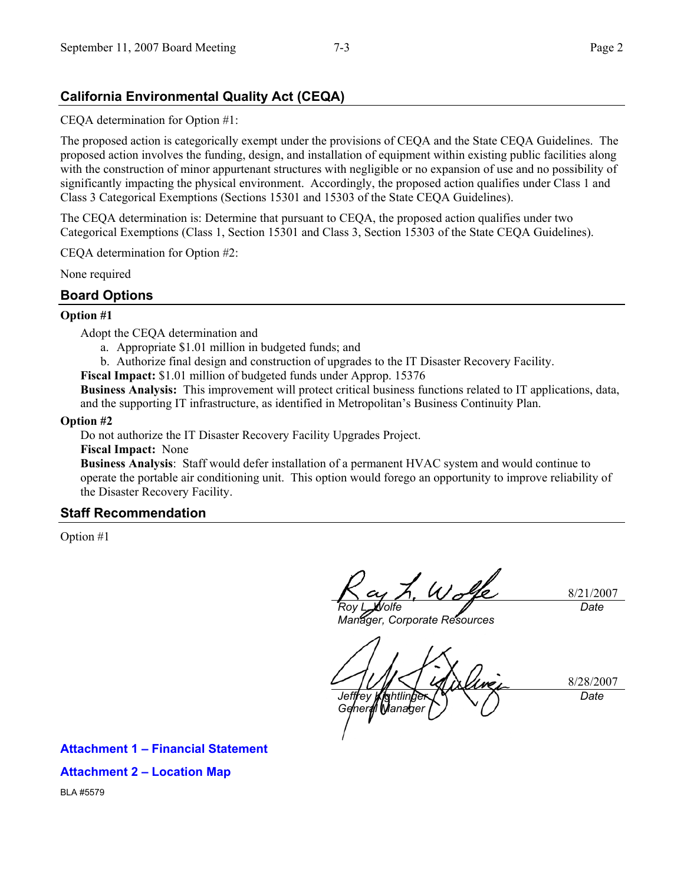## California Environmental Quality Act (CEQA)

CEQA determination for Option #1:

The proposed action is categorically exempt under the provisions of CEQA and the State CEQA Guidelines. The proposed action involves the funding, design, and installation of equipment within existing public facilities along with the construction of minor appurtenant structures with negligible or no expansion of use and no possibility of significantly impacting the physical environment. Accordingly, the proposed action qualifies under Class 1 and Class 3 Categorical Exemptions (Sections 15301 and 15303 of the State CEQA Guidelines).

The CEQA determination is: Determine that pursuant to CEQA, the proposed action qualifies under two Categorical Exemptions (Class 1, Section 15301 and Class 3, Section 15303 of the State CEQA Guidelines).

CEQA determination for Option #2:

None required

## Board Options

**Option #1**

Adopt the CEQA determination and

a. Appropriate $1.01 million in budgeted funds; and
b. Authorize final design and construction of upgrades to the IT Disaster Recovery Facility.

**Fiscal Impact:** $1.01 million of budgeted funds under Approp. 15376

**Business Analysis:** This improvement will protect critical business functions related to IT applications, data, and the supporting IT infrastructure, as identified in Metropolitan's Business Continuity Plan.

**Option #2**

Do not authorize the IT Disaster Recovery Facility Upgrades Project.

**Fiscal Impact:** None

**Business Analysis**: Staff would defer installation of a permanent HVAC system and would continue to operate the portable air conditioning unit. This option would forego an opportunity to improve reliability of the Disaster Recovery Facility.

## Staff Recommendation

Option #1

*Roy L. Wolfe*
*Manager, Corporate Resources*
8/21/2007
*Date*

*Jeffrey Kightlinger*
*General Manager*
8/28/2007
*Date*

**Attachment 1 – Financial Statement**

**Attachment 2 – Location Map**

BLA #5579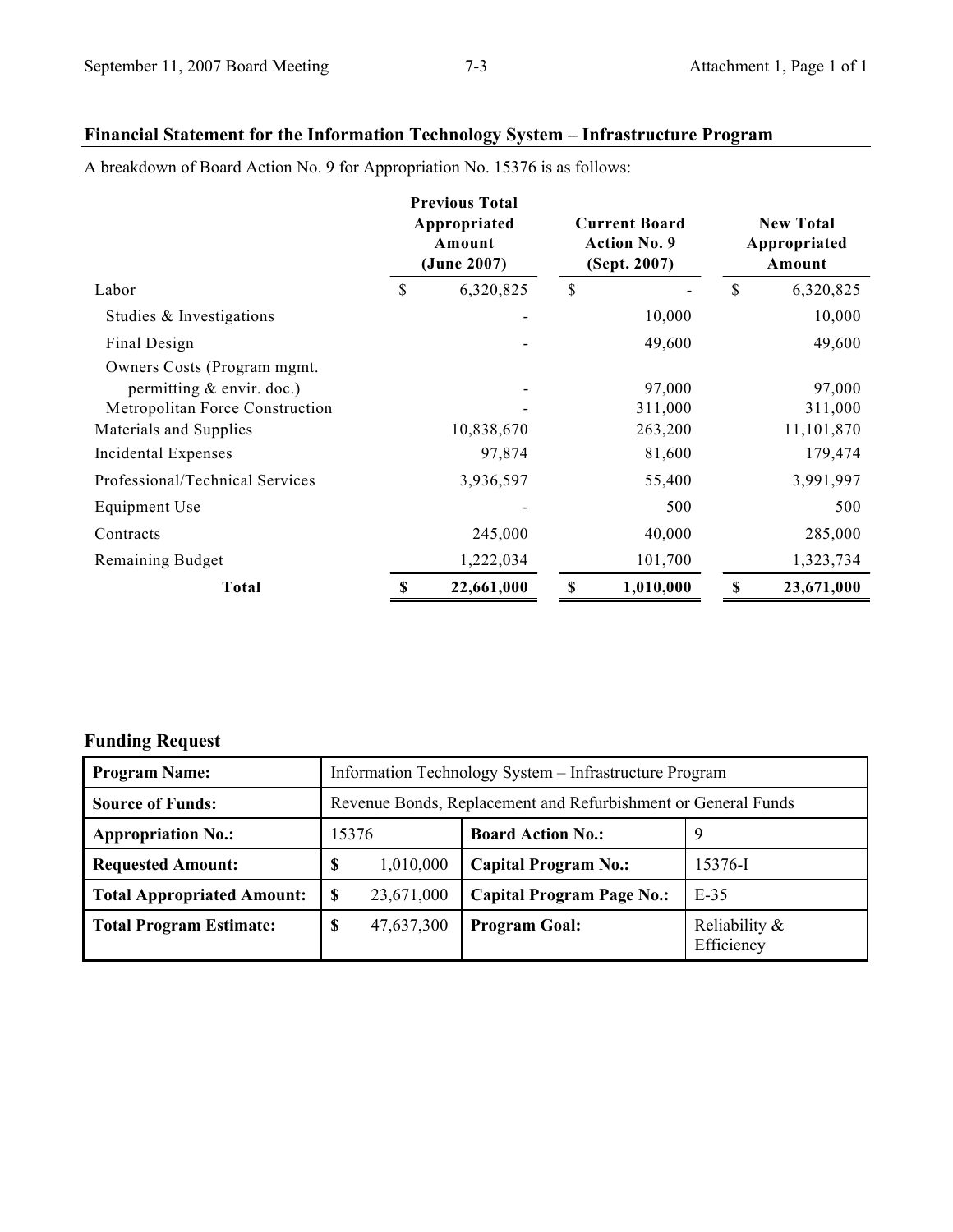## Financial Statement for the Information Technology System – Infrastructure Program

A breakdown of Board Action No. 9 for Appropriation No. 15376 is as follows:

| | Previous Total Appropriated Amount (June 2007) | Current Board Action No. 9 (Sept. 2007) | New Total Appropriated Amount |
|---|---|---|---|
| Labor | $ 6,320,825 | $ - | $ 6,320,825 |
| Studies & Investigations | - | 10,000 | 10,000 |
| Final Design | - | 49,600 | 49,600 |
| Owners Costs (Program mgmt. permitting & envir. doc.) | - | 97,000 | 97,000 |
| Metropolitan Force Construction | - | 311,000 | 311,000 |
| Materials and Supplies | 10,838,670 | 263,200 | 11,101,870 |
| Incidental Expenses | 97,874 | 81,600 | 179,474 |
| Professional/Technical Services | 3,936,597 | 55,400 | 3,991,997 |
| Equipment Use | - | 500 | 500 |
| Contracts | 245,000 | 40,000 | 285,000 |
| Remaining Budget | 1,222,034 | 101,700 | 1,323,734 |
| **Total** | **$ 22,661,000** | **$ 1,010,000** | **$ 23,671,000** |

### Funding Request

| **Program Name:** | Information Technology System – Infrastructure Program | | |
|---|---|---|---|
| **Source of Funds:** | Revenue Bonds, Replacement and Refurbishment or General Funds | | |
| **Appropriation No.:** | 15376 | **Board Action No.:** | 9 |
| **Requested Amount:** | $ 1,010,000 | **Capital Program No.:** | 15376-I |
| **Total Appropriated Amount:** | $ 23,671,000 | **Capital Program Page No.:** | E-35 |
| **Total Program Estimate:** | $ 47,637,300 | **Program Goal:** | Reliability & Efficiency |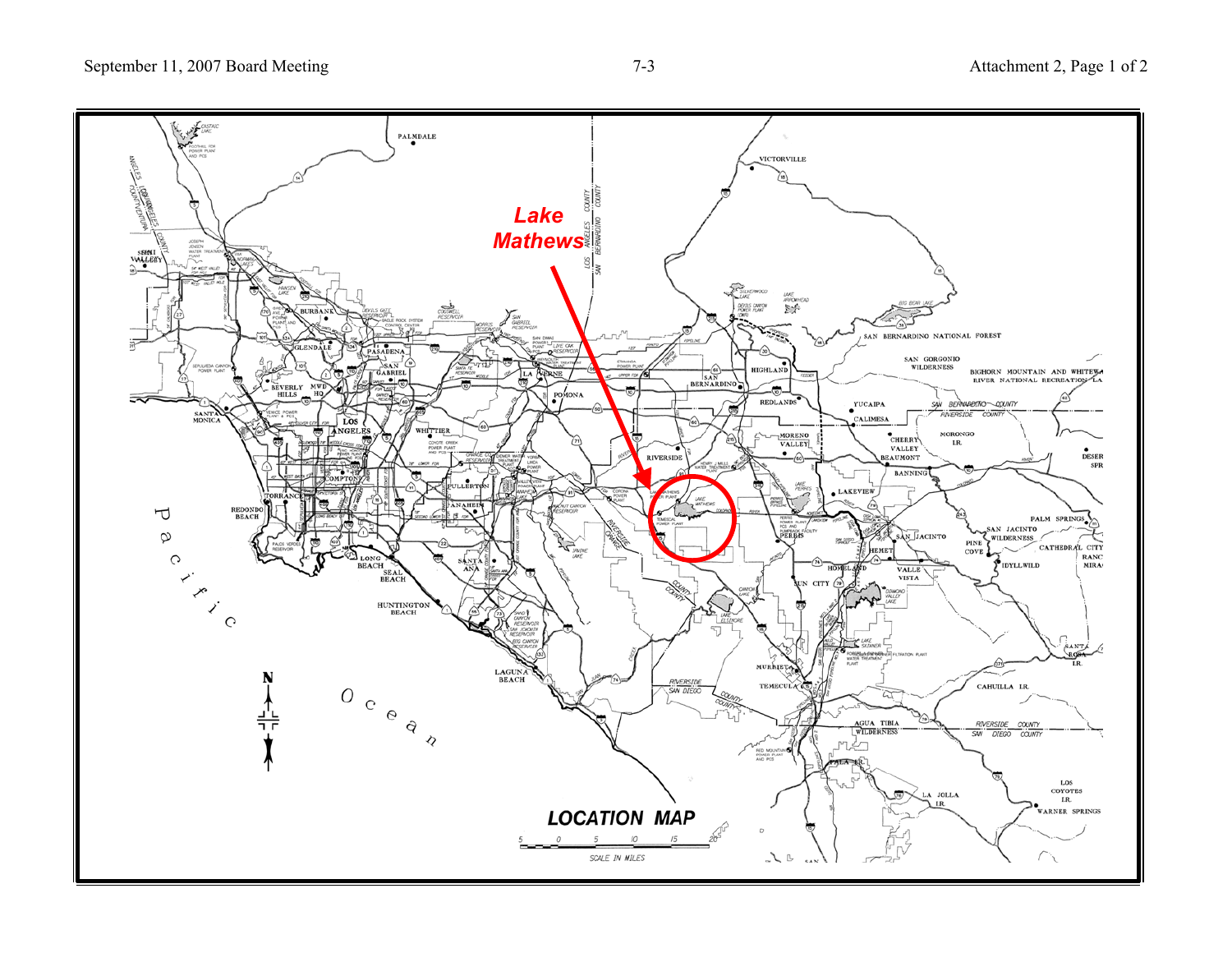Lake Mathews

LOCATION MAP

SCALE IN MILES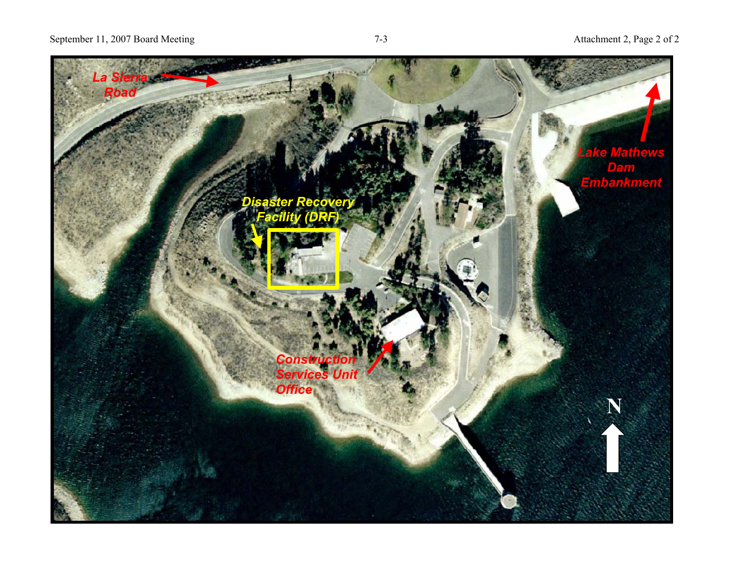La Sierra Road

Lake Mathews Dam Embankment

Disaster Recovery Facility (DRF)

Construction Services Unit Office

N